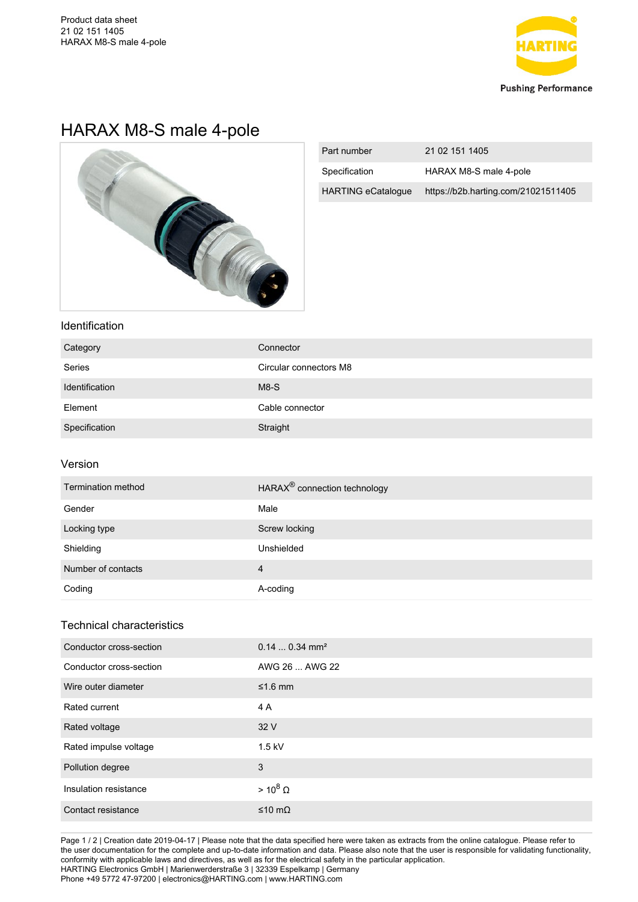# HARAX M8-S male 4-pole

| Part number | 21 02 151 1405 |
| --- | --- |
| Specification | HARAX M8-S male 4-pole |
| HARTING eCatalogue | https://b2b.harting.com/21021511405 |

## Identification

| Category | Connector |
| --- | --- |
| Series | Circular connectors M8 |
| Identification | M8-S |
| Element | Cable connector |
| Specification | Straight |

## Version

| Termination method | HARAX® connection technology |
| --- | --- |
| Gender | Male |
| Locking type | Screw locking |
| Shielding | Unshielded |
| Number of contacts | 4 |
| Coding | A-coding |

## Technical characteristics

| Conductor cross-section | 0.14 ... 0.34 mm² |
| --- | --- |
| Conductor cross-section | AWG 26 ... AWG 22 |
| Wire outer diameter | ≤1.6 mm |
| Rated current | 4 A |
| Rated voltage | 32 V |
| Rated impulse voltage | 1.5 kV |
| Pollution degree | 3 |
| Insulation resistance | > $10^8$ Ω |
| Contact resistance | ≤10 mΩ |

Page 1 / 2 | Creation date 2019-04-17 | Please note that the data specified here were taken as extracts from the online catalogue. Please refer to the user documentation for the complete and up-to-date information and data. Please also note that the user is responsible for validating functionality, conformity with applicable laws and directives, as well as for the electrical safety in the particular application.
HARTING Electronics GmbH | Marienwerderstraße 3 | 32339 Espelkamp | Germany
Phone +49 5772 47-97200 | electronics@HARTING.com | www.HARTING.com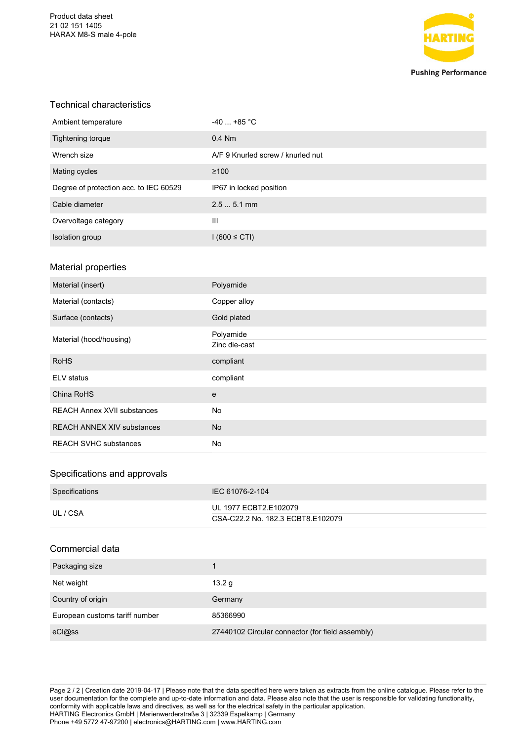## Technical characteristics

| | |
|---|---|
| Ambient temperature | -40 ... +85 °C |
| Tightening torque | 0.4 Nm |
| Wrench size | A/F 9 Knurled screw / knurled nut |
| Mating cycles | ≥100 |
| Degree of protection acc. to IEC 60529 | IP67 in locked position |
| Cable diameter | 2.5 ... 5.1 mm |
| Overvoltage category | III |
| Isolation group | I (600 ≤ CTI) |

## Material properties

| | |
|---|---|
| Material (insert) | Polyamide |
| Material (contacts) | Copper alloy |
| Surface (contacts) | Gold plated |
| Material (hood/housing) | Polyamide<br>Zinc die-cast |
| RoHS | compliant |
| ELV status | compliant |
| China RoHS | e |
| REACH Annex XVII substances | No |
| REACH ANNEX XIV substances | No |
| REACH SVHC substances | No |

## Specifications and approvals

| | |
|---|---|
| Specifications | IEC 61076-2-104 |
| UL / CSA | UL 1977 ECBT2.E102079<br>CSA-C22.2 No. 182.3 ECBT8.E102079 |

## Commercial data

| | |
|---|---|
| Packaging size | 1 |
| Net weight | 13.2 g |
| Country of origin | Germany |
| European customs tariff number | 85366990 |
| eCl@ss | 27440102 Circular connector (for field assembly) |